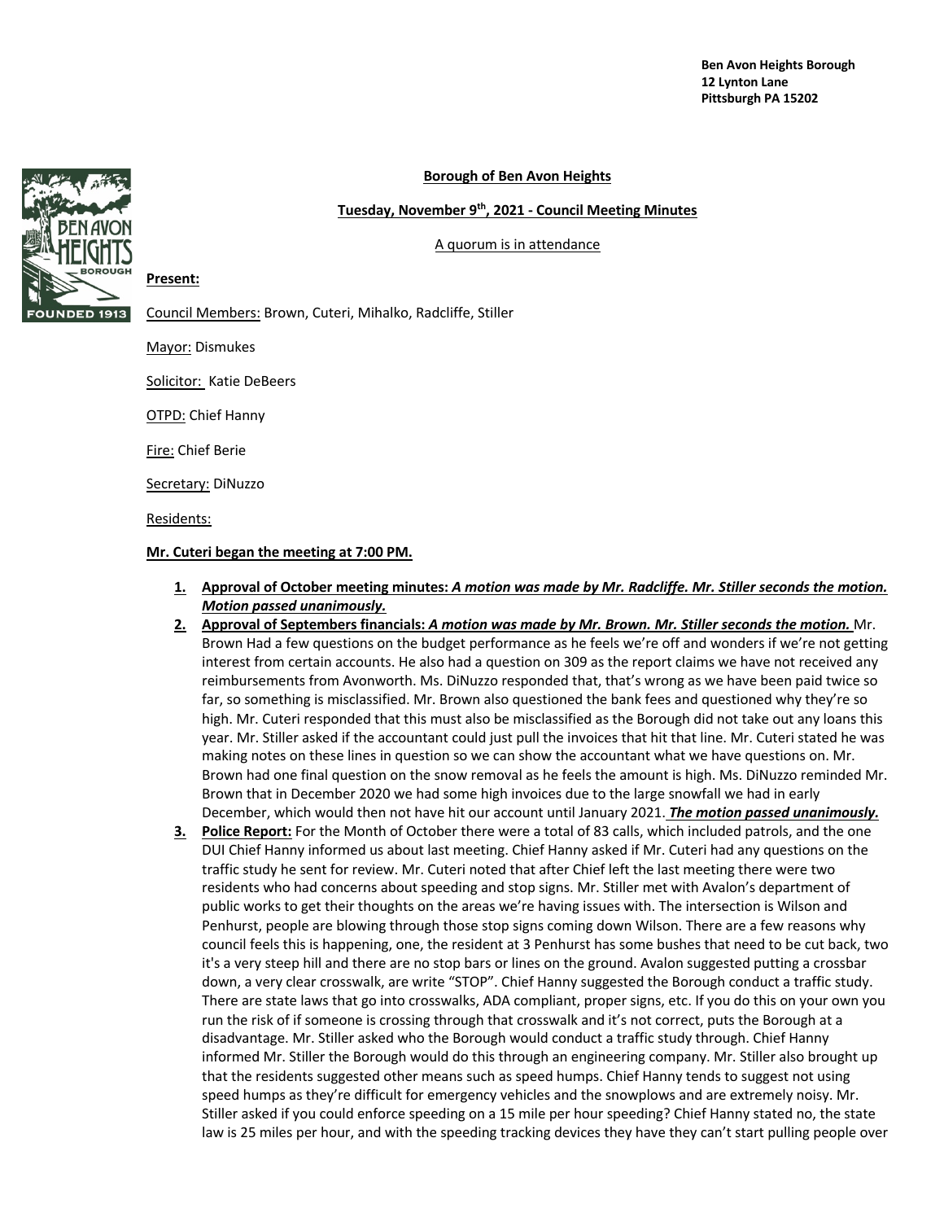Ben Avon Heights Borough
12 Lynton Lane
Pittsburgh PA 15202

**Borough of Ben Avon Heights**

**Tuesday, November 9th, 2021 - Council Meeting Minutes**

A quorum is in attendance

**Present:**

Council Members: Brown, Cuteri, Mihalko, Radcliffe, Stiller

Mayor: Dismukes

Solicitor: Katie DeBeers

OTPD: Chief Hanny

Fire: Chief Berie

Secretary: DiNuzzo

Residents:

**Mr. Cuteri began the meeting at 7:00 PM.**

1. **Approval of October meeting minutes:** ***A motion was made by Mr. Radcliffe. Mr. Stiller seconds the motion. Motion passed unanimously.***
2. **Approval of Septembers financials:** ***A motion was made by Mr. Brown. Mr. Stiller seconds the motion.*** Mr. Brown Had a few questions on the budget performance as he feels we're off and wonders if we're not getting interest from certain accounts. He also had a question on 309 as the report claims we have not received any reimbursements from Avonworth. Ms. DiNuzzo responded that, that's wrong as we have been paid twice so far, so something is misclassified. Mr. Brown also questioned the bank fees and questioned why they're so high. Mr. Cuteri responded that this must also be misclassified as the Borough did not take out any loans this year. Mr. Stiller asked if the accountant could just pull the invoices that hit that line. Mr. Cuteri stated he was making notes on these lines in question so we can show the accountant what we have questions on. Mr. Brown had one final question on the snow removal as he feels the amount is high. Ms. DiNuzzo reminded Mr. Brown that in December 2020 we had some high invoices due to the large snowfall we had in early December, which would then not have hit our account until January 2021. ***The motion passed unanimously.***
3. **Police Report:** For the Month of October there were a total of 83 calls, which included patrols, and the one DUI Chief Hanny informed us about last meeting. Chief Hanny asked if Mr. Cuteri had any questions on the traffic study he sent for review. Mr. Cuteri noted that after Chief left the last meeting there were two residents who had concerns about speeding and stop signs. Mr. Stiller met with Avalon's department of public works to get their thoughts on the areas we're having issues with. The intersection is Wilson and Penhurst, people are blowing through those stop signs coming down Wilson. There are a few reasons why council feels this is happening, one, the resident at 3 Penhurst has some bushes that need to be cut back, two it's a very steep hill and there are no stop bars or lines on the ground. Avalon suggested putting a crossbar down, a very clear crosswalk, are write "STOP". Chief Hanny suggested the Borough conduct a traffic study. There are state laws that go into crosswalks, ADA compliant, proper signs, etc. If you do this on your own you run the risk of if someone is crossing through that crosswalk and it's not correct, puts the Borough at a disadvantage. Mr. Stiller asked who the Borough would conduct a traffic study through. Chief Hanny informed Mr. Stiller the Borough would do this through an engineering company. Mr. Stiller also brought up that the residents suggested other means such as speed humps. Chief Hanny tends to suggest not using speed humps as they're difficult for emergency vehicles and the snowplows and are extremely noisy. Mr. Stiller asked if you could enforce speeding on a 15 mile per hour speeding? Chief Hanny stated no, the state law is 25 miles per hour, and with the speeding tracking devices they have they can't start pulling people over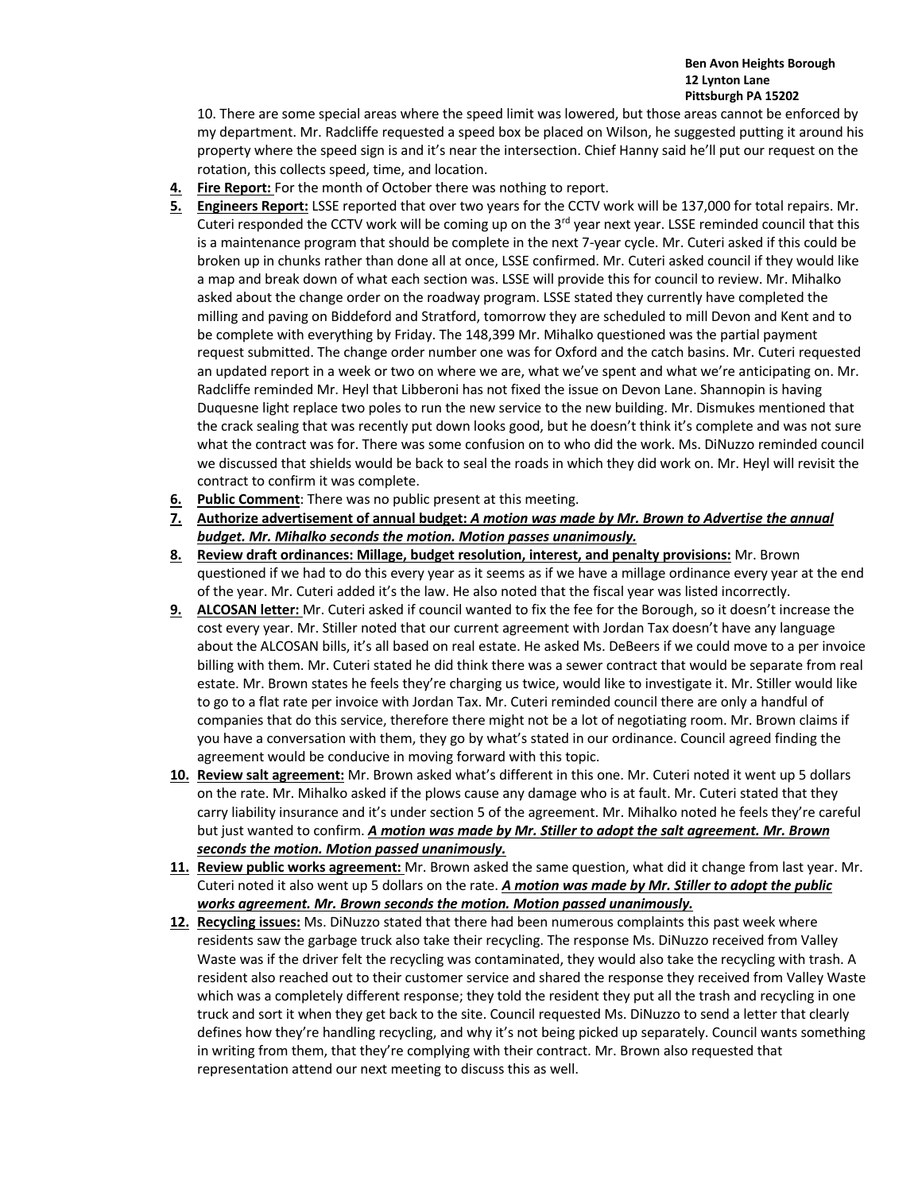10. There are some special areas where the speed limit was lowered, but those areas cannot be enforced by my department. Mr. Radcliffe requested a speed box be placed on Wilson, he suggested putting it around his property where the speed sign is and it's near the intersection. Chief Hanny said he'll put our request on the rotation, this collects speed, time, and location.

4. **Fire Report:** For the month of October there was nothing to report.
5. **Engineers Report:** LSSE reported that over two years for the CCTV work will be 137,000 for total repairs. Mr. Cuteri responded the CCTV work will be coming up on the 3rd year next year. LSSE reminded council that this is a maintenance program that should be complete in the next 7-year cycle. Mr. Cuteri asked if this could be broken up in chunks rather than done all at once, LSSE confirmed. Mr. Cuteri asked council if they would like a map and break down of what each section was. LSSE will provide this for council to review. Mr. Mihalko asked about the change order on the roadway program. LSSE stated they currently have completed the milling and paving on Biddeford and Stratford, tomorrow they are scheduled to mill Devon and Kent and to be complete with everything by Friday. The 148,399 Mr. Mihalko questioned was the partial payment request submitted. The change order number one was for Oxford and the catch basins. Mr. Cuteri requested an updated report in a week or two on where we are, what we've spent and what we're anticipating on. Mr. Radcliffe reminded Mr. Heyl that Libberoni has not fixed the issue on Devon Lane. Shannopin is having Duquesne light replace two poles to run the new service to the new building. Mr. Dismukes mentioned that the crack sealing that was recently put down looks good, but he doesn't think it's complete and was not sure what the contract was for. There was some confusion on to who did the work. Ms. DiNuzzo reminded council we discussed that shields would be back to seal the roads in which they did work on. Mr. Heyl will revisit the contract to confirm it was complete.
6. **Public Comment**: There was no public present at this meeting.
7. **Authorize advertisement of annual budget:** ***A motion was made by Mr. Brown to Advertise the annual budget. Mr. Mihalko seconds the motion. Motion passes unanimously.***
8. **Review draft ordinances: Millage, budget resolution, interest, and penalty provisions:** Mr. Brown questioned if we had to do this every year as it seems as if we have a millage ordinance every year at the end of the year. Mr. Cuteri added it's the law. He also noted that the fiscal year was listed incorrectly.
9. **ALCOSAN letter:** Mr. Cuteri asked if council wanted to fix the fee for the Borough, so it doesn't increase the cost every year. Mr. Stiller noted that our current agreement with Jordan Tax doesn't have any language about the ALCOSAN bills, it's all based on real estate. He asked Ms. DeBeers if we could move to a per invoice billing with them. Mr. Cuteri stated he did think there was a sewer contract that would be separate from real estate. Mr. Brown states he feels they're charging us twice, would like to investigate it. Mr. Stiller would like to go to a flat rate per invoice with Jordan Tax. Mr. Cuteri reminded council there are only a handful of companies that do this service, therefore there might not be a lot of negotiating room. Mr. Brown claims if you have a conversation with them, they go by what's stated in our ordinance. Council agreed finding the agreement would be conducive in moving forward with this topic.
10. **Review salt agreement:** Mr. Brown asked what's different in this one. Mr. Cuteri noted it went up 5 dollars on the rate. Mr. Mihalko asked if the plows cause any damage who is at fault. Mr. Cuteri stated that they carry liability insurance and it's under section 5 of the agreement. Mr. Mihalko noted he feels they're careful but just wanted to confirm. ***A motion was made by Mr. Stiller to adopt the salt agreement. Mr. Brown seconds the motion. Motion passed unanimously.***
11. **Review public works agreement:** Mr. Brown asked the same question, what did it change from last year. Mr. Cuteri noted it also went up 5 dollars on the rate. ***A motion was made by Mr. Stiller to adopt the public works agreement. Mr. Brown seconds the motion. Motion passed unanimously.***
12. **Recycling issues:** Ms. DiNuzzo stated that there had been numerous complaints this past week where residents saw the garbage truck also take their recycling. The response Ms. DiNuzzo received from Valley Waste was if the driver felt the recycling was contaminated, they would also take the recycling with trash. A resident also reached out to their customer service and shared the response they received from Valley Waste which was a completely different response; they told the resident they put all the trash and recycling in one truck and sort it when they get back to the site. Council requested Ms. DiNuzzo to send a letter that clearly defines how they're handling recycling, and why it's not being picked up separately. Council wants something in writing from them, that they're complying with their contract. Mr. Brown also requested that representation attend our next meeting to discuss this as well.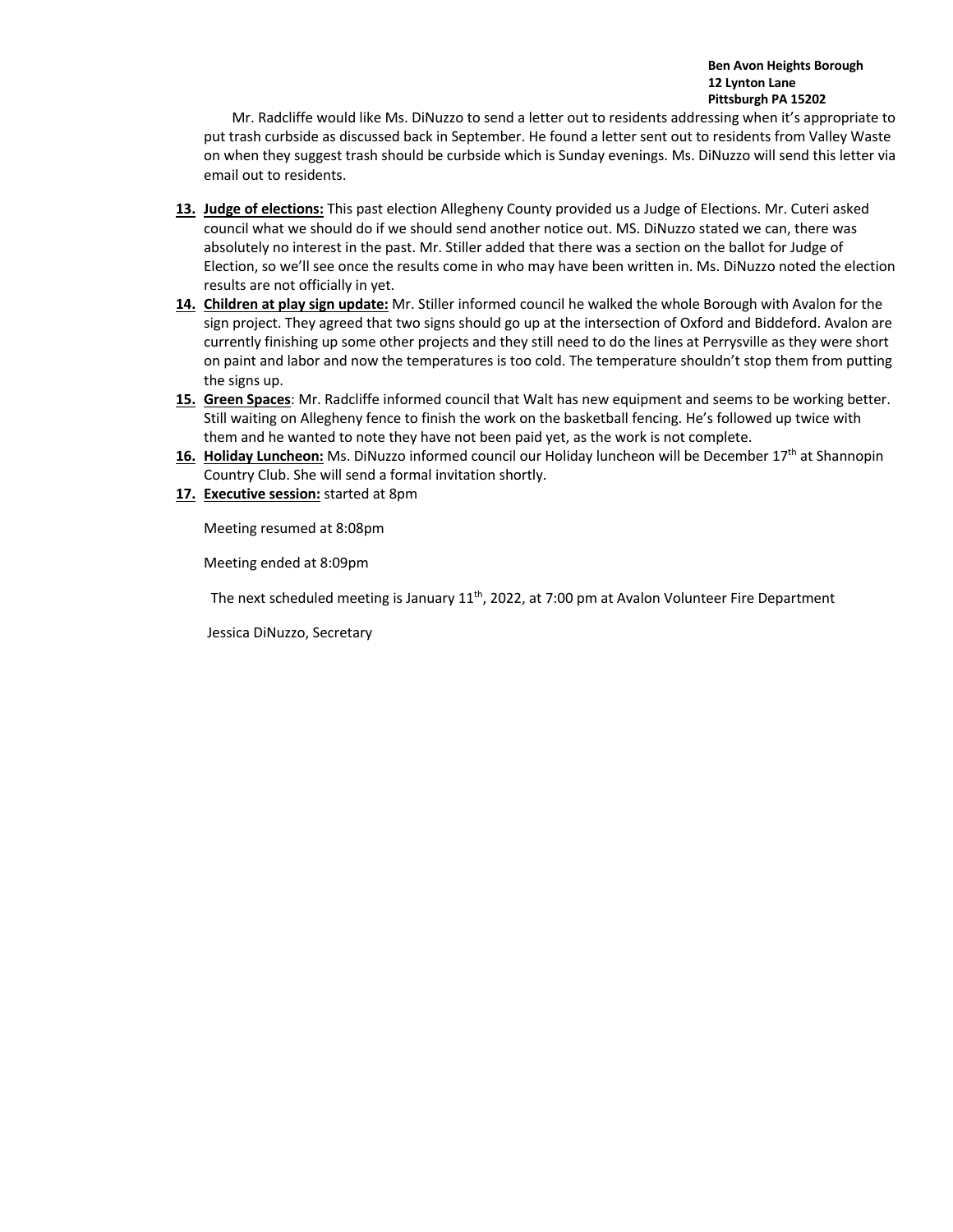Mr. Radcliffe would like Ms. DiNuzzo to send a letter out to residents addressing when it's appropriate to put trash curbside as discussed back in September. He found a letter sent out to residents from Valley Waste on when they suggest trash should be curbside which is Sunday evenings. Ms. DiNuzzo will send this letter via email out to residents.

13. **Judge of elections:** This past election Allegheny County provided us a Judge of Elections. Mr. Cuteri asked council what we should do if we should send another notice out. MS. DiNuzzo stated we can, there was absolutely no interest in the past. Mr. Stiller added that there was a section on the ballot for Judge of Election, so we'll see once the results come in who may have been written in. Ms. DiNuzzo noted the election results are not officially in yet.
14. **Children at play sign update:** Mr. Stiller informed council he walked the whole Borough with Avalon for the sign project. They agreed that two signs should go up at the intersection of Oxford and Biddeford. Avalon are currently finishing up some other projects and they still need to do the lines at Perrysville as they were short on paint and labor and now the temperatures is too cold. The temperature shouldn't stop them from putting the signs up.
15. **Green Spaces**: Mr. Radcliffe informed council that Walt has new equipment and seems to be working better. Still waiting on Allegheny fence to finish the work on the basketball fencing. He's followed up twice with them and he wanted to note they have not been paid yet, as the work is not complete.
16. **Holiday Luncheon:** Ms. DiNuzzo informed council our Holiday luncheon will be December 17th at Shannopin Country Club. She will send a formal invitation shortly.
17. **Executive session:** started at 8pm

    Meeting resumed at 8:08pm

    Meeting ended at 8:09pm

    The next scheduled meeting is January 11th, 2022, at 7:00 pm at Avalon Volunteer Fire Department

    Jessica DiNuzzo, Secretary